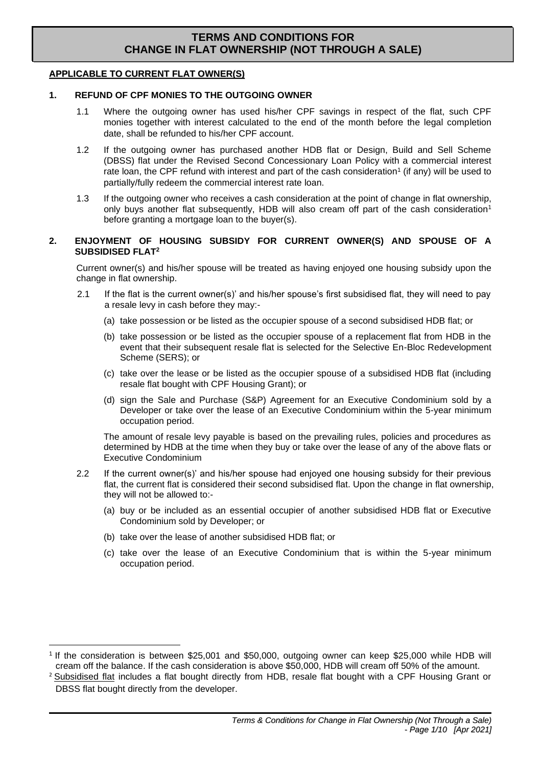# TERMS AND CONDITIONS FOR CHANGE IN FLAT OWNERSHIP (NOT THROUGH A SALE)

**APPLICABLE TO CURRENT FLAT OWNER(S)**

## 1. REFUND OF CPF MONIES TO THE OUTGOING OWNER

1.1 Where the outgoing owner has used his/her CPF savings in respect of the flat, such CPF monies together with interest calculated to the end of the month before the legal completion date, shall be refunded to his/her CPF account.

1.2 If the outgoing owner has purchased another HDB flat or Design, Build and Sell Scheme (DBSS) flat under the Revised Second Concessionary Loan Policy with a commercial interest rate loan, the CPF refund with interest and part of the cash consideration[1] (if any) will be used to partially/fully redeem the commercial interest rate loan.

1.3 If the outgoing owner who receives a cash consideration at the point of change in flat ownership, only buys another flat subsequently, HDB will also cream off part of the cash consideration[1] before granting a mortgage loan to the buyer(s).

## 2. ENJOYMENT OF HOUSING SUBSIDY FOR CURRENT OWNER(S) AND SPOUSE OF A SUBSIDISED FLAT[2]

Current owner(s) and his/her spouse will be treated as having enjoyed one housing subsidy upon the change in flat ownership.

2.1 If the flat is the current owner(s)' and his/her spouse's first subsidised flat, they will need to pay a resale levy in cash before they may:-

(a) take possession or be listed as the occupier spouse of a second subsidised HDB flat; or

(b) take possession or be listed as the occupier spouse of a replacement flat from HDB in the event that their subsequent resale flat is selected for the Selective En-Bloc Redevelopment Scheme (SERS); or

(c) take over the lease or be listed as the occupier spouse of a subsidised HDB flat (including resale flat bought with CPF Housing Grant); or

(d) sign the Sale and Purchase (S&P) Agreement for an Executive Condominium sold by a Developer or take over the lease of an Executive Condominium within the 5-year minimum occupation period.

The amount of resale levy payable is based on the prevailing rules, policies and procedures as determined by HDB at the time when they buy or take over the lease of any of the above flats or Executive Condominium

2.2 If the current owner(s)' and his/her spouse had enjoyed one housing subsidy for their previous flat, the current flat is considered their second subsidised flat. Upon the change in flat ownership, they will not be allowed to:-

(a) buy or be included as an essential occupier of another subsidised HDB flat or Executive Condominium sold by Developer; or

(b) take over the lease of another subsidised HDB flat; or

(c) take over the lease of an Executive Condominium that is within the 5-year minimum occupation period.

---

[1] If the consideration is between $25,001 and $50,000, outgoing owner can keep $25,000 while HDB will cream off the balance. If the cash consideration is above $50,000, HDB will cream off 50% of the amount.

[2] Subsidised flat includes a flat bought directly from HDB, resale flat bought with a CPF Housing Grant or DBSS flat bought directly from the developer.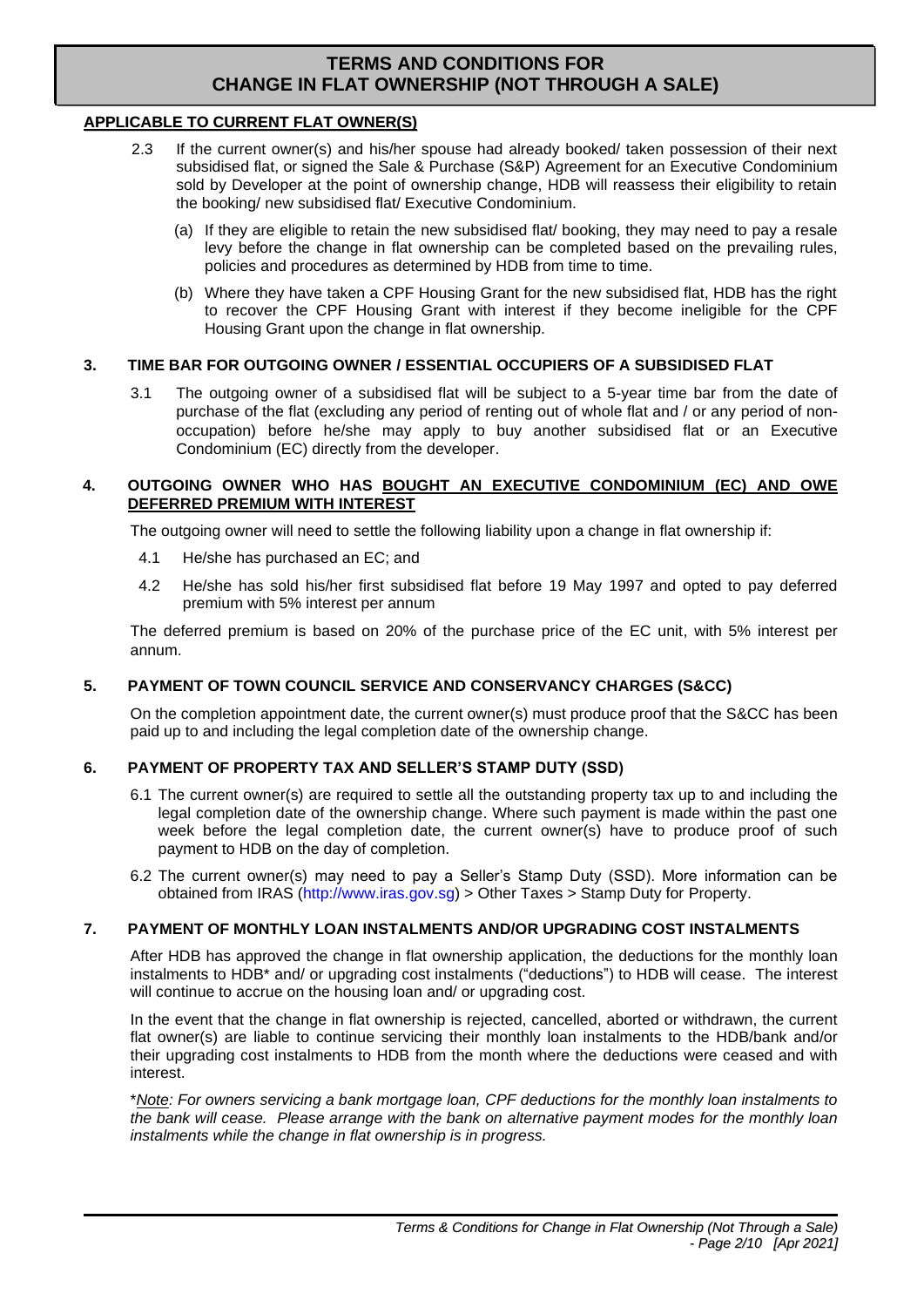# TERMS AND CONDITIONS FOR CHANGE IN FLAT OWNERSHIP (NOT THROUGH A SALE)

**APPLICABLE TO CURRENT FLAT OWNER(S)**

2.3 If the current owner(s) and his/her spouse had already booked/ taken possession of their next subsidised flat, or signed the Sale & Purchase (S&P) Agreement for an Executive Condominium sold by Developer at the point of ownership change, HDB will reassess their eligibility to retain the booking/ new subsidised flat/ Executive Condominium.

(a) If they are eligible to retain the new subsidised flat/ booking, they may need to pay a resale levy before the change in flat ownership can be completed based on the prevailing rules, policies and procedures as determined by HDB from time to time.

(b) Where they have taken a CPF Housing Grant for the new subsidised flat, HDB has the right to recover the CPF Housing Grant with interest if they become ineligible for the CPF Housing Grant upon the change in flat ownership.

## 3. TIME BAR FOR OUTGOING OWNER / ESSENTIAL OCCUPIERS OF A SUBSIDISED FLAT

3.1 The outgoing owner of a subsidised flat will be subject to a 5-year time bar from the date of purchase of the flat (excluding any period of renting out of whole flat and / or any period of non-occupation) before he/she may apply to buy another subsidised flat or an Executive Condominium (EC) directly from the developer.

## 4. OUTGOING OWNER WHO HAS BOUGHT AN EXECUTIVE CONDOMINIUM (EC) AND OWE DEFERRED PREMIUM WITH INTEREST

The outgoing owner will need to settle the following liability upon a change in flat ownership if:

4.1 He/she has purchased an EC; and

4.2 He/she has sold his/her first subsidised flat before 19 May 1997 and opted to pay deferred premium with 5% interest per annum

The deferred premium is based on 20% of the purchase price of the EC unit, with 5% interest per annum.

## 5. PAYMENT OF TOWN COUNCIL SERVICE AND CONSERVANCY CHARGES (S&CC)

On the completion appointment date, the current owner(s) must produce proof that the S&CC has been paid up to and including the legal completion date of the ownership change.

## 6. PAYMENT OF PROPERTY TAX AND SELLER'S STAMP DUTY (SSD)

6.1 The current owner(s) are required to settle all the outstanding property tax up to and including the legal completion date of the ownership change. Where such payment is made within the past one week before the legal completion date, the current owner(s) have to produce proof of such payment to HDB on the day of completion.

6.2 The current owner(s) may need to pay a Seller's Stamp Duty (SSD). More information can be obtained from IRAS (http://www.iras.gov.sg) > Other Taxes > Stamp Duty for Property.

## 7. PAYMENT OF MONTHLY LOAN INSTALMENTS AND/OR UPGRADING COST INSTALMENTS

After HDB has approved the change in flat ownership application, the deductions for the monthly loan instalments to HDB* and/ or upgrading cost instalments ("deductions") to HDB will cease. The interest will continue to accrue on the housing loan and/ or upgrading cost.

In the event that the change in flat ownership is rejected, cancelled, aborted or withdrawn, the current flat owner(s) are liable to continue servicing their monthly loan instalments to the HDB/bank and/or their upgrading cost instalments to HDB from the month where the deductions were ceased and with interest.

*\*Note: For owners servicing a bank mortgage loan, CPF deductions for the monthly loan instalments to the bank will cease. Please arrange with the bank on alternative payment modes for the monthly loan instalments while the change in flat ownership is in progress.*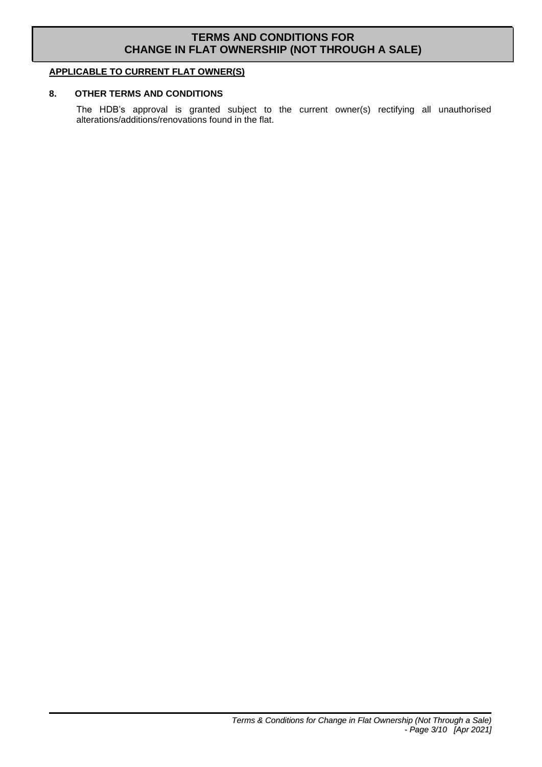# TERMS AND CONDITIONS FOR CHANGE IN FLAT OWNERSHIP (NOT THROUGH A SALE)

**APPLICABLE TO CURRENT FLAT OWNER(S)**

## 8. OTHER TERMS AND CONDITIONS

The HDB's approval is granted subject to the current owner(s) rectifying all unauthorised alterations/additions/renovations found in the flat.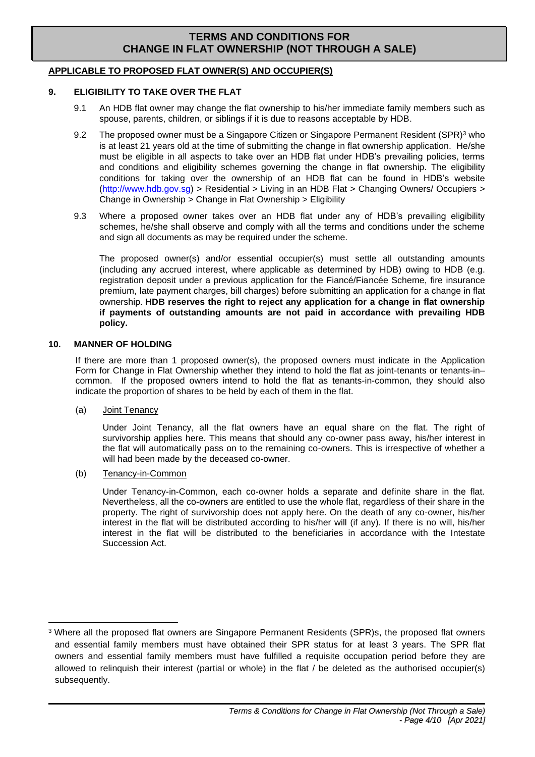# TERMS AND CONDITIONS FOR CHANGE IN FLAT OWNERSHIP (NOT THROUGH A SALE)

**APPLICABLE TO PROPOSED FLAT OWNER(S) AND OCCUPIER(S)**

## 9. ELIGIBILITY TO TAKE OVER THE FLAT

9.1 An HDB flat owner may change the flat ownership to his/her immediate family members such as spouse, parents, children, or siblings if it is due to reasons acceptable by HDB.

9.2 The proposed owner must be a Singapore Citizen or Singapore Permanent Resident (SPR)[3] who is at least 21 years old at the time of submitting the change in flat ownership application. He/she must be eligible in all aspects to take over an HDB flat under HDB's prevailing policies, terms and conditions and eligibility schemes governing the change in flat ownership. The eligibility conditions for taking over the ownership of an HDB flat can be found in HDB's website (http://www.hdb.gov.sg) > Residential > Living in an HDB Flat > Changing Owners/ Occupiers > Change in Ownership > Change in Flat Ownership > Eligibility

9.3 Where a proposed owner takes over an HDB flat under any of HDB's prevailing eligibility schemes, he/she shall observe and comply with all the terms and conditions under the scheme and sign all documents as may be required under the scheme.

The proposed owner(s) and/or essential occupier(s) must settle all outstanding amounts (including any accrued interest, where applicable as determined by HDB) owing to HDB (e.g. registration deposit under a previous application for the Fiancé/Fiancée Scheme, fire insurance premium, late payment charges, bill charges) before submitting an application for a change in flat ownership. **HDB reserves the right to reject any application for a change in flat ownership if payments of outstanding amounts are not paid in accordance with prevailing HDB policy.**

## 10. MANNER OF HOLDING

If there are more than 1 proposed owner(s), the proposed owners must indicate in the Application Form for Change in Flat Ownership whether they intend to hold the flat as joint-tenants or tenants-in–common. If the proposed owners intend to hold the flat as tenants-in-common, they should also indicate the proportion of shares to be held by each of them in the flat.

(a) Joint Tenancy

Under Joint Tenancy, all the flat owners have an equal share on the flat. The right of survivorship applies here. This means that should any co-owner pass away, his/her interest in the flat will automatically pass on to the remaining co-owners. This is irrespective of whether a will had been made by the deceased co-owner.

(b) Tenancy-in-Common

Under Tenancy-in-Common, each co-owner holds a separate and definite share in the flat. Nevertheless, all the co-owners are entitled to use the whole flat, regardless of their share in the property. The right of survivorship does not apply here. On the death of any co-owner, his/her interest in the flat will be distributed according to his/her will (if any). If there is no will, his/her interest in the flat will be distributed to the beneficiaries in accordance with the Intestate Succession Act.

---

[3] Where all the proposed flat owners are Singapore Permanent Residents (SPR)s, the proposed flat owners and essential family members must have obtained their SPR status for at least 3 years. The SPR flat owners and essential family members must have fulfilled a requisite occupation period before they are allowed to relinquish their interest (partial or whole) in the flat / be deleted as the authorised occupier(s) subsequently.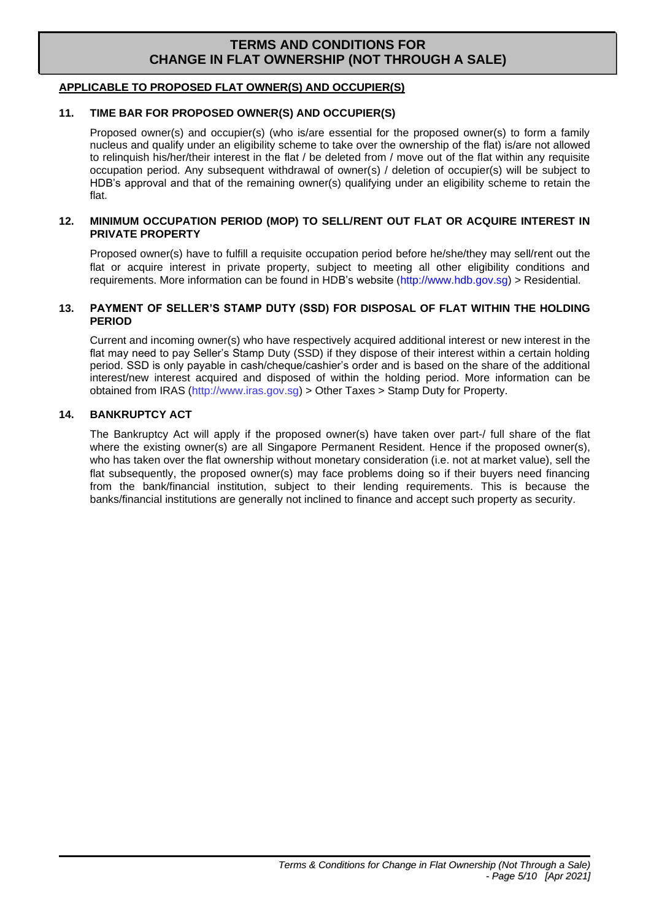# TERMS AND CONDITIONS FOR CHANGE IN FLAT OWNERSHIP (NOT THROUGH A SALE)

## APPLICABLE TO PROPOSED FLAT OWNER(S) AND OCCUPIER(S)

### 11. TIME BAR FOR PROPOSED OWNER(S) AND OCCUPIER(S)

Proposed owner(s) and occupier(s) (who is/are essential for the proposed owner(s) to form a family nucleus and qualify under an eligibility scheme to take over the ownership of the flat) is/are not allowed to relinquish his/her/their interest in the flat / be deleted from / move out of the flat within any requisite occupation period. Any subsequent withdrawal of owner(s) / deletion of occupier(s) will be subject to HDB's approval and that of the remaining owner(s) qualifying under an eligibility scheme to retain the flat.

### 12. MINIMUM OCCUPATION PERIOD (MOP) TO SELL/RENT OUT FLAT OR ACQUIRE INTEREST IN PRIVATE PROPERTY

Proposed owner(s) have to fulfill a requisite occupation period before he/she/they may sell/rent out the flat or acquire interest in private property, subject to meeting all other eligibility conditions and requirements. More information can be found in HDB's website (http://www.hdb.gov.sg) > Residential.

### 13. PAYMENT OF SELLER'S STAMP DUTY (SSD) FOR DISPOSAL OF FLAT WITHIN THE HOLDING PERIOD

Current and incoming owner(s) who have respectively acquired additional interest or new interest in the flat may need to pay Seller's Stamp Duty (SSD) if they dispose of their interest within a certain holding period. SSD is only payable in cash/cheque/cashier's order and is based on the share of the additional interest/new interest acquired and disposed of within the holding period. More information can be obtained from IRAS (http://www.iras.gov.sg) > Other Taxes > Stamp Duty for Property.

### 14. BANKRUPTCY ACT

The Bankruptcy Act will apply if the proposed owner(s) have taken over part-/ full share of the flat where the existing owner(s) are all Singapore Permanent Resident. Hence if the proposed owner(s), who has taken over the flat ownership without monetary consideration (i.e. not at market value), sell the flat subsequently, the proposed owner(s) may face problems doing so if their buyers need financing from the bank/financial institution, subject to their lending requirements. This is because the banks/financial institutions are generally not inclined to finance and accept such property as security.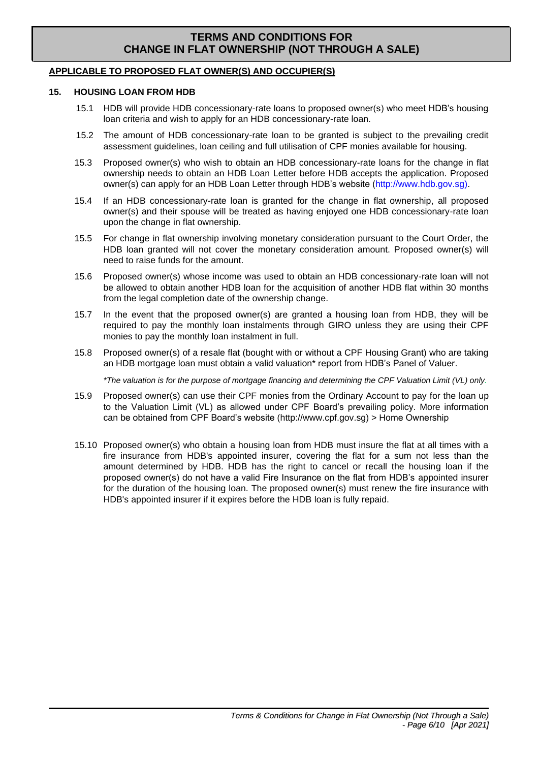# TERMS AND CHANGE CONDITIONS FOR CHANGE IN FLAT OWNERSHIP (NOT THROUGH A SALE)

**APPLICABLE TO PROPOSED FLAT OWNER(S) AND OCCUPIER(S)**

## 15. HOUSING LOAN FROM HDB

15.1 HDB will provide HDB concessionary-rate loans to proposed owner(s) who meet HDB's housing loan criteria and wish to apply for an HDB concessionary-rate loan.

15.2 The amount of HDB concessionary-rate loan to be granted is subject to the prevailing credit assessment guidelines, loan ceiling and full utilisation of CPF monies available for housing.

15.3 Proposed owner(s) who wish to obtain an HDB concessionary-rate loans for the change in flat ownership needs to obtain an HDB Loan Letter before HDB accepts the application. Proposed owner(s) can apply for an HDB Loan Letter through HDB's website (http://www.hdb.gov.sg).

15.4 If an HDB concessionary-rate loan is granted for the change in flat ownership, all proposed owner(s) and their spouse will be treated as having enjoyed one HDB concessionary-rate loan upon the change in flat ownership.

15.5 For change in flat ownership involving monetary consideration pursuant to the Court Order, the HDB loan granted will not cover the monetary consideration amount. Proposed owner(s) will need to raise funds for the amount.

15.6 Proposed owner(s) whose income was used to obtain an HDB concessionary-rate loan will not be allowed to obtain another HDB loan for the acquisition of another HDB flat within 30 months from the legal completion date of the ownership change.

15.7 In the event that the proposed owner(s) are granted a housing loan from HDB, they will be required to pay the monthly loan instalments through GIRO unless they are using their CPF monies to pay the monthly loan instalment in full.

15.8 Proposed owner(s) of a resale flat (bought with or without a CPF Housing Grant) who are taking an HDB mortgage loan must obtain a valid valuation* report from HDB's Panel of Valuer.

*\*The valuation is for the purpose of mortgage financing and determining the CPF Valuation Limit (VL) only.*

15.9 Proposed owner(s) can use their CPF monies from the Ordinary Account to pay for the loan up to the Valuation Limit (VL) as allowed under CPF Board's prevailing policy. More information can be obtained from CPF Board's website (http://www.cpf.gov.sg) > Home Ownership

15.10 Proposed owner(s) who obtain a housing loan from HDB must insure the flat at all times with a fire insurance from HDB's appointed insurer, covering the flat for a sum not less than the amount determined by HDB. HDB has the right to cancel or recall the housing loan if the proposed owner(s) do not have a valid Fire Insurance on the flat from HDB's appointed insurer for the duration of the housing loan. The proposed owner(s) must renew the fire insurance with HDB's appointed insurer if it expires before the HDB loan is fully repaid.

# TERMS AND CONDITIONS FOR CHANGE IN FLAT OWNERSHIP (NOT THROUGH A SALE)

**APPLICABLE TO PROPOSED FLAT OWNER(S) AND OCCUPIER(S)**

## 15. HOUSING LOAN FROM HDB

15.1 HDB will provide HDB concessionary-rate loans to proposed owner(s) who meet HDB's housing loan criteria and wish to apply for an HDB concessionary-rate loan.

15.2 The amount of HDB concessionary-rate loan to be granted is subject to the prevailing credit assessment guidelines, loan ceiling and full utilisation of CPF monies available for housing.

15.3 Proposed owner(s) who wish to obtain an HDB concessionary-rate loans for the change in flat ownership needs to obtain an HDB Loan Letter before HDB accepts the application. Proposed owner(s) can apply for an HDB Loan Letter through HDB's website (http://www.hdb.gov.sg).

15.4 If an HDB concessionary-rate loan is granted for the change in flat ownership, all proposed owner(s) and their spouse will be treated as having enjoyed one HDB concessionary-rate loan upon the change in flat ownership.

15.5 For change in flat ownership involving monetary consideration pursuant to the Court Order, the HDB loan granted will not cover the monetary consideration amount. Proposed owner(s) will need to raise funds for the amount.

15.6 Proposed owner(s) whose income was used to obtain an HDB concessionary-rate loan will not be allowed to obtain another HDB loan for the acquisition of another HDB flat within 30 months from the legal completion date of the ownership change.

15.7 In the event that the proposed owner(s) are granted a housing loan from HDB, they will be required to pay the monthly loan instalments through GIRO unless they are using their CPF monies to pay the monthly loan instalment in full.

15.8 Proposed owner(s) of a resale flat (bought with or without a CPF Housing Grant) who are taking an HDB mortgage loan must obtain a valid valuation* report from HDB's Panel of Valuer.

*\*The valuation is for the purpose of mortgage financing and determining the CPF Valuation Limit (VL) only.*

15.9 Proposed owner(s) can use their CPF monies from the Ordinary Account to pay for the loan up to the Valuation Limit (VL) as allowed under CPF Board's prevailing policy. More information can be obtained from CPF Board's website (http://www.cpf.gov.sg) > Home Ownership

15.10 Proposed owner(s) who obtain a housing loan from HDB must insure the flat at all times with a fire insurance from HDB's appointed insurer, covering the flat for a sum not less than the amount determined by HDB. HDB has the right to cancel or recall the housing loan if the proposed owner(s) do not have a valid Fire Insurance on the flat from HDB's appointed insurer for the duration of the housing loan. The proposed owner(s) must renew the fire insurance with HDB's appointed insurer if it expires before the HDB loan is fully repaid.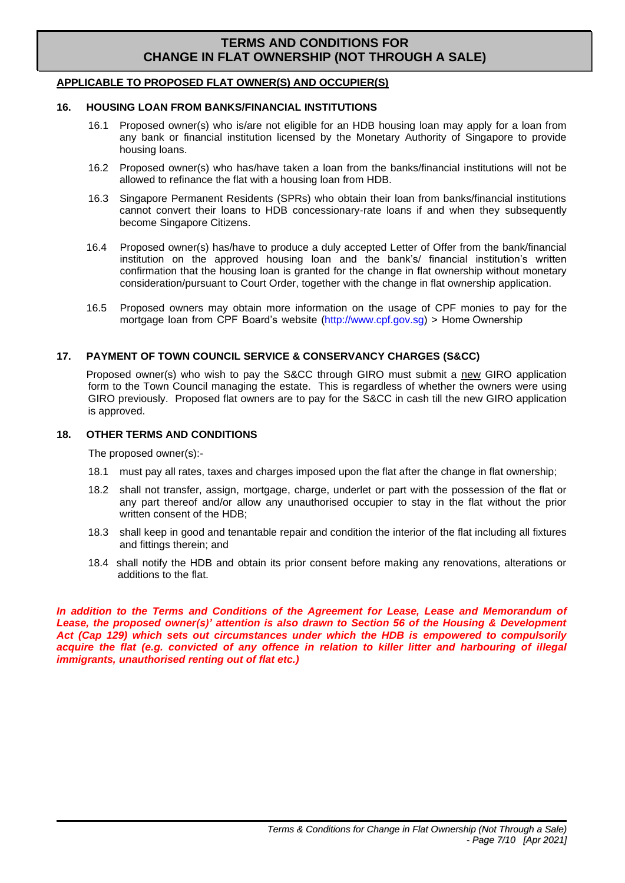# TERMS AND CONDITIONS FOR CHANGE IN FLAT OWNERSHIP (NOT THROUGH A SALE)

**APPLICABLE TO PROPOSED FLAT OWNER(S) AND OCCUPIER(S)**

## 16. HOUSING LOAN FROM BANKS/FINANCIAL INSTITUTIONS

16.1 Proposed owner(s) who is/are not eligible for an HDB housing loan may apply for a loan from any bank or financial institution licensed by the Monetary Authority of Singapore to provide housing loans.

16.2 Proposed owner(s) who has/have taken a loan from the banks/financial institutions will not be allowed to refinance the flat with a housing loan from HDB.

16.3 Singapore Permanent Residents (SPRs) who obtain their loan from banks/financial institutions cannot convert their loans to HDB concessionary-rate loans if and when they subsequently become Singapore Citizens.

16.4 Proposed owner(s) has/have to produce a duly accepted Letter of Offer from the bank/financial institution on the approved housing loan and the bank's/ financial institution's written confirmation that the housing loan is granted for the change in flat ownership without monetary consideration/pursuant to Court Order, together with the change in flat ownership application.

16.5 Proposed owners may obtain more information on the usage of CPF monies to pay for the mortgage loan from CPF Board's website (http://www.cpf.gov.sg) > Home Ownership

## 17. PAYMENT OF TOWN COUNCIL SERVICE & CONSERVANCY CHARGES (S&CC)

Proposed owner(s) who wish to pay the S&CC through GIRO must submit a new GIRO application form to the Town Council managing the estate. This is regardless of whether the owners were using GIRO previously. Proposed flat owners are to pay for the S&CC in cash till the new GIRO application is approved.

## 18. OTHER TERMS AND CONDITIONS

The proposed owner(s):-

18.1 must pay all rates, taxes and charges imposed upon the flat after the change in flat ownership;

18.2 shall not transfer, assign, mortgage, charge, underlet or part with the possession of the flat or any part thereof and/or allow any unauthorised occupier to stay in the flat without the prior written consent of the HDB;

18.3 shall keep in good and tenantable repair and condition the interior of the flat including all fixtures and fittings therein; and

18.4 shall notify the HDB and obtain its prior consent before making any renovations, alterations or additions to the flat.

***In addition to the Terms and Conditions of the Agreement for Lease, Lease and Memorandum of Lease, the proposed owner(s)' attention is also drawn to Section 56 of the Housing & Development Act (Cap 129) which sets out circumstances under which the HDB is empowered to compulsorily acquire the flat (e.g. convicted of any offence in relation to killer litter and harbouring of illegal immigrants, unauthorised renting out of flat etc.)***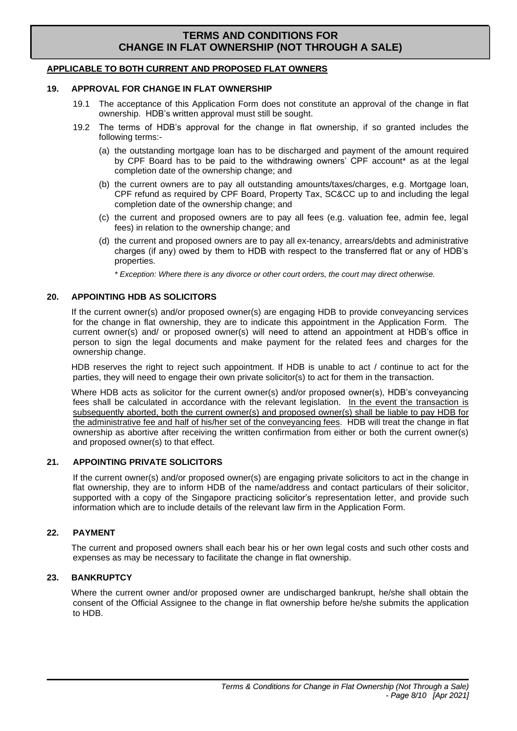# TERMS AND CONDITIONS FOR CHANGE IN FLAT OWNERSHIP (NOT THROUGH A SALE)

**APPLICABLE TO BOTH CURRENT AND PROPOSED FLAT OWNERS**

### 19. APPROVAL FOR CHANGE IN FLAT OWNERSHIP

19.1 The acceptance of this Application Form does not constitute an approval of the change in flat ownership. HDB's written approval must still be sought.

19.2 The terms of HDB's approval for the change in flat ownership, if so granted includes the following terms:-

(a) the outstanding mortgage loan has to be discharged and payment of the amount required by CPF Board has to be paid to the withdrawing owners' CPF account* as at the legal completion date of the ownership change; and

(b) the current owners are to pay all outstanding amounts/taxes/charges, e.g. Mortgage loan, CPF refund as required by CPF Board, Property Tax, SC&CC up to and including the legal completion date of the ownership change; and

(c) the current and proposed owners are to pay all fees (e.g. valuation fee, admin fee, legal fees) in relation to the ownership change; and

(d) the current and proposed owners are to pay all ex-tenancy, arrears/debts and administrative charges (if any) owed by them to HDB with respect to the transferred flat or any of HDB's properties.

*\* Exception: Where there is any divorce or other court orders, the court may direct otherwise.*

### 20. APPOINTING HDB AS SOLICITORS

If the current owner(s) and/or proposed owner(s) are engaging HDB to provide conveyancing services for the change in flat ownership, they are to indicate this appointment in the Application Form. The current owner(s) and/ or proposed owner(s) will need to attend an appointment at HDB's office in person to sign the legal documents and make payment for the related fees and charges for the ownership change.

HDB reserves the right to reject such appointment. If HDB is unable to act / continue to act for the parties, they will need to engage their own private solicitor(s) to act for them in the transaction.

Where HDB acts as solicitor for the current owner(s) and/or proposed owner(s), HDB's conveyancing fees shall be calculated in accordance with the relevant legislation. <u>In the event the transaction is subsequently aborted, both the current owner(s) and proposed owner(s) shall be liable to pay HDB for the administrative fee and half of his/her set of the conveyancing fees</u>. HDB will treat the change in flat ownership as abortive after receiving the written confirmation from either or both the current owner(s) and proposed owner(s) to that effect.

### 21. APPOINTING PRIVATE SOLICITORS

If the current owner(s) and/or proposed owner(s) are engaging private solicitors to act in the change in flat ownership, they are to inform HDB of the name/address and contact particulars of their solicitor, supported with a copy of the Singapore practicing solicitor's representation letter, and provide such information which are to include details of the relevant law firm in the Application Form.

### 22. PAYMENT

The current and proposed owners shall each bear his or her own legal costs and such other costs and expenses as may be necessary to facilitate the change in flat ownership.

### 23. BANKRUPTCY

Where the current owner and/or proposed owner are undischarged bankrupt, he/she shall obtain the consent of the Official Assignee to the change in flat ownership before he/she submits the application to HDB.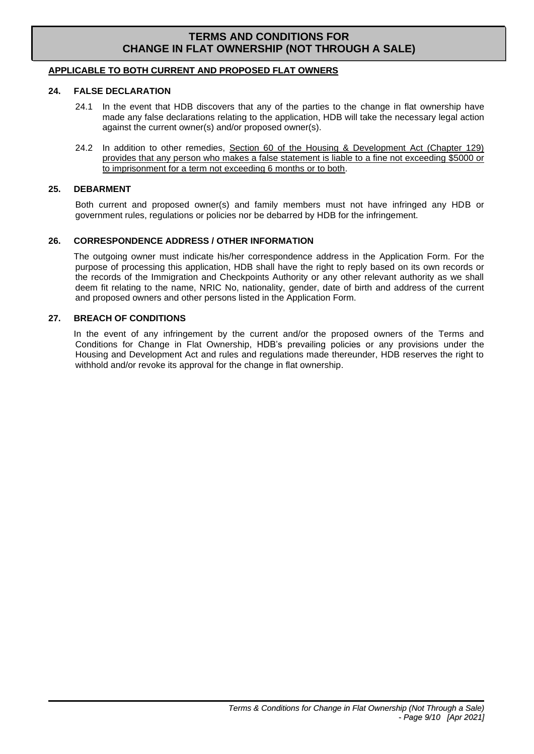# TERMS AND CONDITIONS FOR CHANGE IN FLAT OWNERSHIP (NOT THROUGH A SALE)

**APPLICABLE TO BOTH CURRENT AND PROPOSED FLAT OWNERS**

### 24. FALSE DECLARATION

24.1 In the event that HDB discovers that any of the parties to the change in flat ownership have made any false declarations relating to the application, HDB will take the necessary legal action against the current owner(s) and/or proposed owner(s).

24.2 In addition to other remedies, Section 60 of the Housing & Development Act (Chapter 129) provides that any person who makes a false statement is liable to a fine not exceeding $5000 or to imprisonment for a term not exceeding 6 months or to both.

### 25. DEBARMENT

Both current and proposed owner(s) and family members must not have infringed any HDB or government rules, regulations or policies nor be debarred by HDB for the infringement.

### 26. CORRESPONDENCE ADDRESS / OTHER INFORMATION

The outgoing owner must indicate his/her correspondence address in the Application Form. For the purpose of processing this application, HDB shall have the right to reply based on its own records or the records of the Immigration and Checkpoints Authority or any other relevant authority as we shall deem fit relating to the name, NRIC No, nationality, gender, date of birth and address of the current and proposed owners and other persons listed in the Application Form.

### 27. BREACH OF CONDITIONS

In the event of any infringement by the current and/or the proposed owners of the Terms and Conditions for Change in Flat Ownership, HDB's prevailing policies or any provisions under the Housing and Development Act and rules and regulations made thereunder, HDB reserves the right to withhold and/or revoke its approval for the change in flat ownership.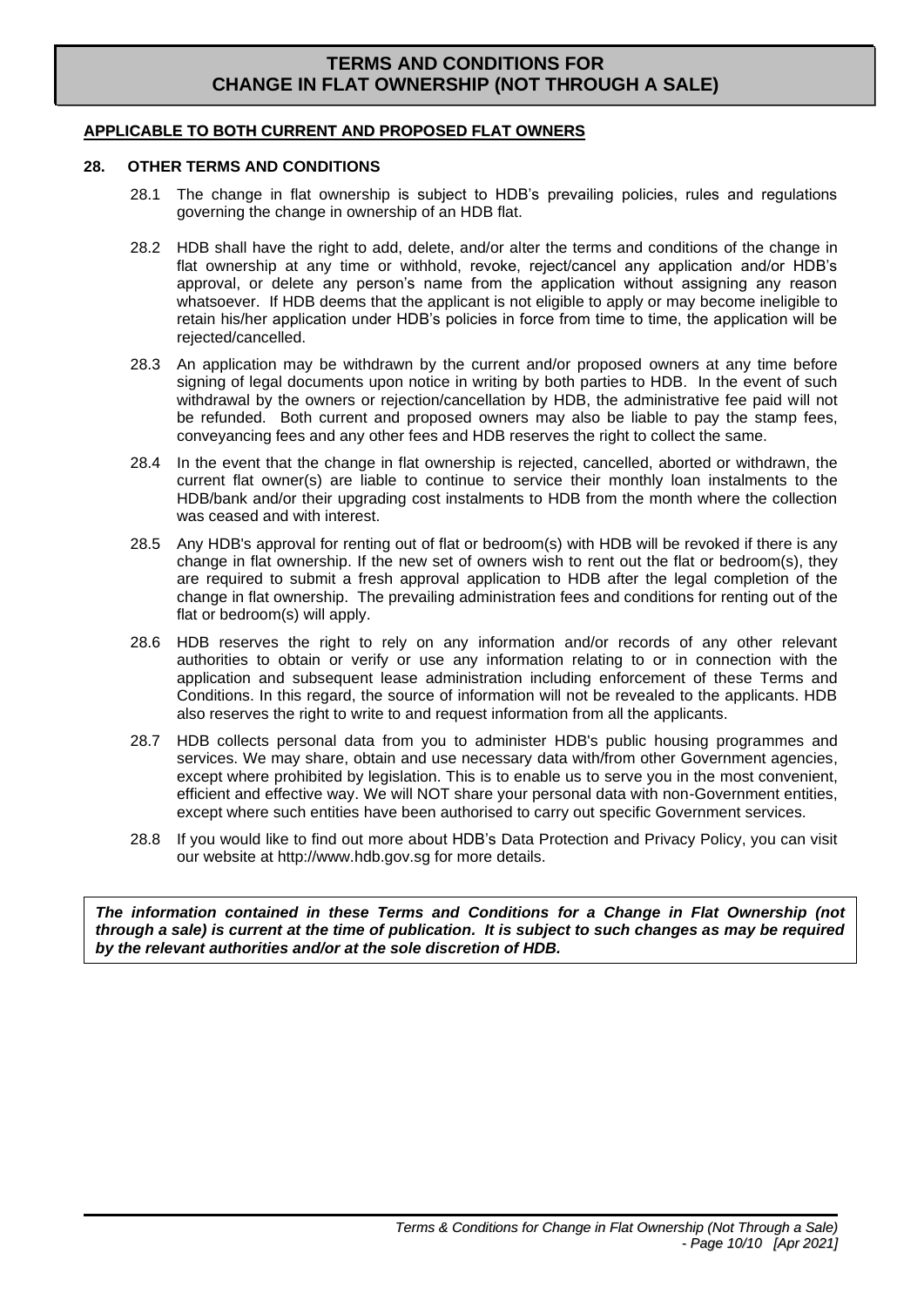# TERMS AND CONDITIONS FOR CHANGE IN FLAT OWNERSHIP (NOT THROUGH A SALE)

**APPLICABLE TO BOTH CURRENT AND PROPOSED FLAT OWNERS**

## 28. OTHER TERMS AND CONDITIONS

28.1 The change in flat ownership is subject to HDB's prevailing policies, rules and regulations governing the change in ownership of an HDB flat.

28.2 HDB shall have the right to add, delete, and/or alter the terms and conditions of the change in flat ownership at any time or withhold, revoke, reject/cancel any application and/or HDB's approval, or delete any person's name from the application without assigning any reason whatsoever. If HDB deems that the applicant is not eligible to apply or may become ineligible to retain his/her application under HDB's policies in force from time to time, the application will be rejected/cancelled.

28.3 An application may be withdrawn by the current and/or proposed owners at any time before signing of legal documents upon notice in writing by both parties to HDB. In the event of such withdrawal by the owners or rejection/cancellation by HDB, the administrative fee paid will not be refunded. Both current and proposed owners may also be liable to pay the stamp fees, conveyancing fees and any other fees and HDB reserves the right to collect the same.

28.4 In the event that the change in flat ownership is rejected, cancelled, aborted or withdrawn, the current flat owner(s) are liable to continue to service their monthly loan instalments to the HDB/bank and/or their upgrading cost instalments to HDB from the month where the collection was ceased and with interest.

28.5 Any HDB's approval for renting out of flat or bedroom(s) with HDB will be revoked if there is any change in flat ownership. If the new set of owners wish to rent out the flat or bedroom(s), they are required to submit a fresh approval application to HDB after the legal completion of the change in flat ownership. The prevailing administration fees and conditions for renting out of the flat or bedroom(s) will apply.

28.6 HDB reserves the right to rely on any information and/or records of any other relevant authorities to obtain or verify or use any information relating to or in connection with the application and subsequent lease administration including enforcement of these Terms and Conditions. In this regard, the source of information will not be revealed to the applicants. HDB also reserves the right to write to and request information from all the applicants.

28.7 HDB collects personal data from you to administer HDB's public housing programmes and services. We may share, obtain and use necessary data with/from other Government agencies, except where prohibited by legislation. This is to enable us to serve you in the most convenient, efficient and effective way. We will NOT share your personal data with non-Government entities, except where such entities have been authorised to carry out specific Government services.

28.8 If you would like to find out more about HDB's Data Protection and Privacy Policy, you can visit our website at http://www.hdb.gov.sg for more details.

***The information contained in these Terms and Conditions for a Change in Flat Ownership (not through a sale) is current at the time of publication. It is subject to such changes as may be required by the relevant authorities and/or at the sole discretion of HDB.***